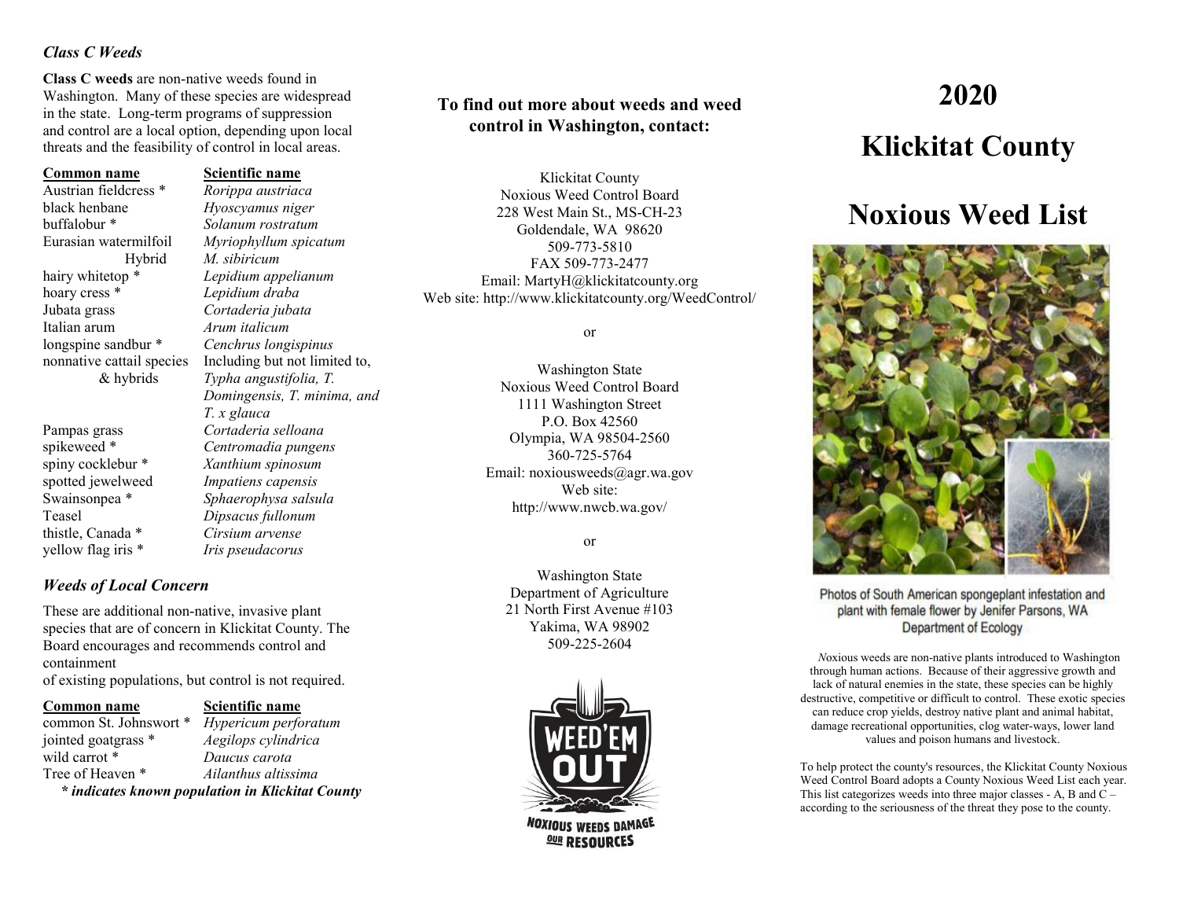### *Class C Weeds*

**Class C weeds** are non-native weeds found in Washington. Many of these species are widespread in the state. Long-term programs of suppression and control are a local option, depending upon local threats and the feasibility of control in local areas.

| Common name | Scientific name |
| --- | --- |
| Austrian fieldcress * | *Rorippa austriaca* |
| black henbane | *Hyoscyamus niger* |
| buffalobur * | *Solanum rostratum* |
| Eurasian watermilfoil | *Myriophyllum spicatum* |
| Hybrid | *M. sibiricum* |
| hairy whitetop * | *Lepidium appelianum* |
| hoary cress * | *Lepidium draba* |
| Jubata grass | *Cortaderia jubata* |
| Italian arum | *Arum italicum* |
| longspine sandbur * | *Cenchrus longispinus* |
| nonnative cattail species & hybrids | Including but not limited to, *Typha angustifolia, T. Domingensis, T. minima, and T. x glauca* |
| Pampas grass | *Cortaderia selloana* |
| spikeweed * | *Centromadia pungens* |
| spiny cocklebur * | *Xanthium spinosum* |
| spotted jewelweed | *Impatiens capensis* |
| Swainsonpea * | *Sphaerophysa salsula* |
| Teasel | *Dipsacus fullonum* |
| thistle, Canada * | *Cirsium arvense* |
| yellow flag iris * | *Iris pseudacorus* |

### *Weeds of Local Concern*

These are additional non-native, invasive plant species that are of concern in Klickitat County. The Board encourages and recommends control and containment of existing populations, but control is not required.

| Common name | Scientific name |
| --- | --- |
| common St. Johnswort * | *Hypericum perforatum* |
| jointed goatgrass * | *Aegilops cylindrica* |
| wild carrot * | *Daucus carota* |
| Tree of Heaven * | *Ailanthus altissima* |

***\* indicates known population in Klickitat County***

**To find out more about weeds and weed control in Washington, contact:**

Klickitat County
Noxious Weed Control Board
228 West Main St., MS-CH-23
Goldendale, WA 98620
509-773-5810
FAX 509-773-2477
Email: MartyH@klickitatcounty.org
Web site: http://www.klickitatcounty.org/WeedControl/

or

Washington State
Noxious Weed Control Board
1111 Washington Street
P.O. Box 42560
Olympia, WA 98504-2560
360-725-5764
Email: noxiousweeds@agr.wa.gov
Web site:
http://www.nwcb.wa.gov/

or

Washington State
Department of Agriculture
21 North First Avenue #103
Yakima, WA 98902
509-225-2604

WEED'EM OUT

NOXIOUS WEEDS DAMAGE OUR RESOURCES

# 2020

# Klickitat County

# Noxious Weed List

Photos of South American spongeplant infestation and plant with female flower by Jenifer Parsons, WA Department of Ecology

*N*oxious weeds are non-native plants introduced to Washington through human actions. Because of their aggressive growth and lack of natural enemies in the state, these species can be highly destructive, competitive or difficult to control. These exotic species can reduce crop yields, destroy native plant and animal habitat, damage recreational opportunities, clog water-ways, lower land values and poison humans and livestock.

To help protect the county's resources, the Klickitat County Noxious Weed Control Board adopts a County Noxious Weed List each year. This list categorizes weeds into three major classes - A, B and C – according to the seriousness of the threat they pose to the county.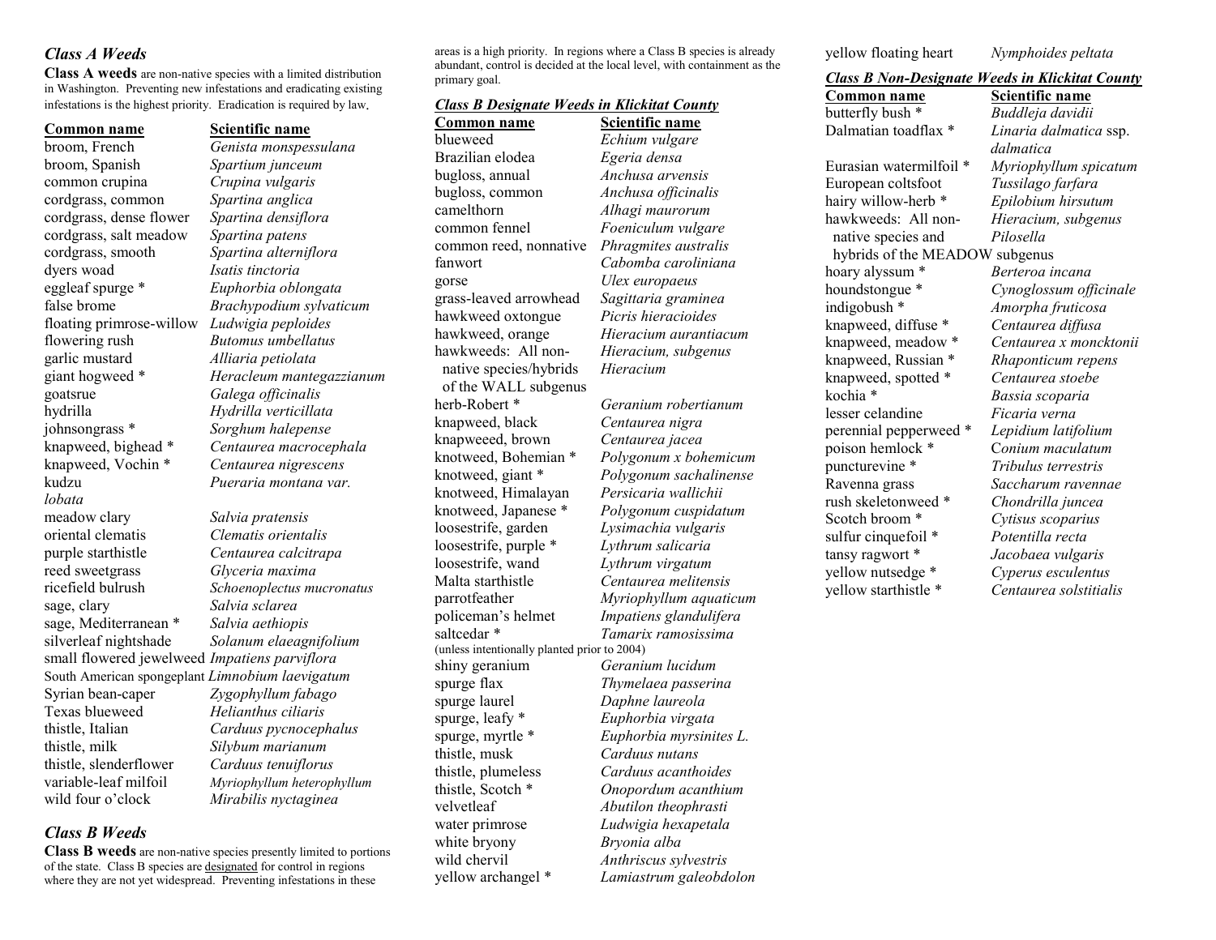## *Class A Weeds*

**Class A weeds** are non-native species with a limited distribution in Washington. Preventing new infestations and eradicating existing infestations is the highest priority. Eradication is required by law.

| **Common name** | **Scientific name** |
|---|---|
| broom, French | *Genista monspessulana* |
| broom, Spanish | *Spartium junceum* |
| common crupina | *Crupina vulgaris* |
| cordgrass, common | *Spartina anglica* |
| cordgrass, dense flower | *Spartina densiflora* |
| cordgrass, salt meadow | *Spartina patens* |
| cordgrass, smooth | *Spartina alterniflora* |
| dyers woad | *Isatis tinctoria* |
| eggleaf spurge * | *Euphorbia oblongata* |
| false brome | *Brachypodium sylvaticum* |
| floating primrose-willow | *Ludwigia peploides* |
| flowering rush | *Butomus umbellatus* |
| garlic mustard | *Alliaria petiolata* |
| giant hogweed * | *Heracleum mantegazzianum* |
| goatsrue | *Galega officinalis* |
| hydrilla | *Hydrilla verticillata* |
| johnsongrass * | *Sorghum halepense* |
| knapweed, bighead * | *Centaurea macrocephala* |
| knapweed, Vochin * | *Centaurea nigrescens* |
| kudzu | *Pueraria montana var. lobata* |
| meadow clary | *Salvia pratensis* |
| oriental clematis | *Clematis orientalis* |
| purple starthistle | *Centaurea calcitrapa* |
| reed sweetgrass | *Glyceria maxima* |
| ricefield bulrush | *Schoenoplectus mucronatus* |
| sage, clary | *Salvia sclarea* |
| sage, Mediterranean * | *Salvia aethiopis* |
| silverleaf nightshade | *Solanum elaeagnifolium* |
| small flowered jewelweed | *Impatiens parviflora* |
| South American spongeplant | *Limnobium laevigatum* |
| Syrian bean-caper | *Zygophyllum fabago* |
| Texas blueweed | *Helianthus ciliaris* |
| thistle, Italian | *Carduus pycnocephalus* |
| thistle, milk | *Silybum marianum* |
| thistle, slenderflower | *Carduus tenuiflorus* |
| variable-leaf milfoil | *Myriophyllum heterophyllum* |
| wild four o'clock | *Mirabilis nyctaginea* |

## *Class B Weeds*

**Class B weeds** are non-native species presently limited to portions of the state. Class B species are designated for control in regions where they are not yet widespread. Preventing infestations in these areas is a high priority. In regions where a Class B species is already abundant, control is decided at the local level, with containment as the primary goal.

### *Class B Designate Weeds in Klickitat County*

| **Common name** | **Scientific name** |
|---|---|
| blueweed | *Echium vulgare* |
| Brazilian elodea | *Egeria densa* |
| bugloss, annual | *Anchusa arvensis* |
| bugloss, common | *Anchusa officinalis* |
| camelthorn | *Alhagi maurorum* |
| common fennel | *Foeniculum vulgare* |
| common reed, nonnative | *Phragmites australis* |
| fanwort | *Cabomba caroliniana* |
| gorse | *Ulex europaeus* |
| grass-leaved arrowhead | *Sagittaria graminea* |
| hawkweed oxtongue | *Picris hieracioides* |
| hawkweed, orange | *Hieracium aurantiacum* |
| hawkweeds: All non-native species/hybrids of the WALL subgenus | *Hieracium, subgenus Hieracium* |
| herb-Robert * | *Geranium robertianum* |
| knapweed, black | *Centaurea nigra* |
| knapweeed, brown | *Centaurea jacea* |
| knotweed, Bohemian * | *Polygonum x bohemicum* |
| knotweed, giant * | *Polygonum sachalinense* |
| knotweed, Himalayan | *Persicaria wallichii* |
| knotweed, Japanese * | *Polygonum cuspidatum* |
| loosestrife, garden | *Lysimachia vulgaris* |
| loosestrife, purple * | *Lythrum salicaria* |
| loosestrife, wand | *Lythrum virgatum* |
| Malta starthistle | *Centaurea melitensis* |
| parrotfeather | *Myriophyllum aquaticum* |
| policeman's helmet | *Impatiens glandulifera* |
| saltcedar * (unless intentionally planted prior to 2004) | *Tamarix ramosissima* |
| shiny geranium | *Geranium lucidum* |
| spurge flax | *Thymelaea passerina* |
| spurge laurel | *Daphne laureola* |
| spurge, leafy * | *Euphorbia virgata* |
| spurge, myrtle * | *Euphorbia myrsinites L.* |
| thistle, musk | *Carduus nutans* |
| thistle, plumeless | *Carduus acanthoides* |
| thistle, Scotch * | *Onopordum acanthium* |
| velvetleaf | *Abutilon theophrasti* |
| water primrose | *Ludwigia hexapetala* |
| white bryony | *Bryonia alba* |
| wild chervil | *Anthriscus sylvestris* |
| yellow archangel * | *Lamiastrum galeobdolon* |
| yellow floating heart | *Nymphoides peltata* |

### *Class B Non-Designate Weeds in Klickitat County*

| **Common name** | **Scientific name** |
|---|---|
| butterfly bush * | *Buddleja davidii* |
| Dalmatian toadflax * | *Linaria dalmatica* ssp. *dalmatica* |
| Eurasian watermilfoil * | *Myriophyllum spicatum* |
| European coltsfoot | *Tussilago farfara* |
| hairy willow-herb * | *Epilobium hirsutum* |
| hawkweeds: All non-native species and hybrids of the MEADOW subgenus | *Hieracium, subgenus Pilosella* |
| hoary alyssum * | *Berteroa incana* |
| houndstongue * | *Cynoglossum officinale* |
| indigobush * | *Amorpha fruticosa* |
| knapweed, diffuse * | *Centaurea diffusa* |
| knapweed, meadow * | *Centaurea x moncktonii* |
| knapweed, Russian * | *Rhaponticum repens* |
| knapweed, spotted * | *Centaurea stoebe* |
| kochia * | *Bassia scoparia* |
| lesser celandine | *Ficaria verna* |
| perennial pepperweed * | *Lepidium latifolium* |
| poison hemlock * | *Conium maculatum* |
| puncturevine * | *Tribulus terrestris* |
| Ravenna grass | *Saccharum ravennae* |
| rush skeletonweed * | *Chondrilla juncea* |
| Scotch broom * | *Cytisus scoparius* |
| sulfur cinquefoil * | *Potentilla recta* |
| tansy ragwort * | *Jacobaea vulgaris* |
| yellow nutsedge * | *Cyperus esculentus* |
| yellow starthistle * | *Centaurea solstitialis* |